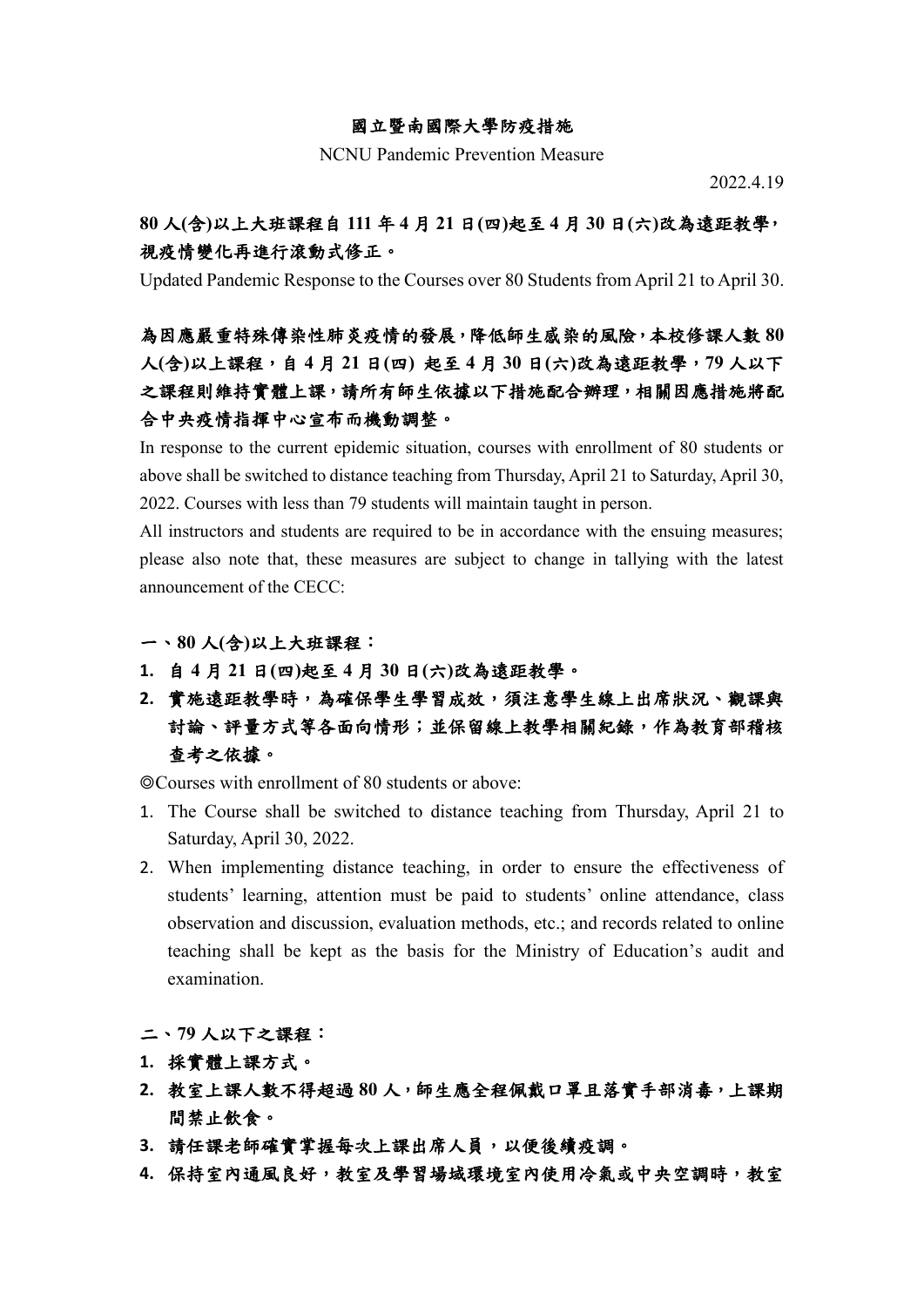# 國立暨南國際大學防疫措施

NCNU Pandemic Prevention Measure

2022.4.19

**80 人(含)以上大班課程自 111 年 4 月 21 日(四)起至 4 月 30 日(六)改為遠距教學，視疫情變化再進行滾動式修正。**

Updated Pandemic Response to the Courses over 80 Students from April 21 to April 30.

**為因應嚴重特殊傳染性肺炎疫情的發展，降低師生感染的風險，本校修課人數 80 人(含)以上課程，自 4 月 21 日(四) 起至 4 月 30 日(六)改為遠距教學，79 人以下之課程則維持實體上課，請所有師生依據以下措施配合辦理，相關因應措施將配合中央疫情指揮中心宣布而機動調整。**

In response to the current epidemic situation, courses with enrollment of 80 students or above shall be switched to distance teaching from Thursday, April 21 to Saturday, April 30, 2022. Courses with less than 79 students will maintain taught in person.

All instructors and students are required to be in accordance with the ensuing measures; please also note that, these measures are subject to change in tallying with the latest announcement of the CECC:

**一、80 人(含)以上大班課程：**

1. **自 4 月 21 日(四)起至 4 月 30 日(六)改為遠距教學。**
2. **實施遠距教學時，為確保學生學習成效，須注意學生線上出席狀況、觀課與討論、評量方式等各面向情形；並保留線上教學相關紀錄，作為教育部稽核查考之依據。**

◎Courses with enrollment of 80 students or above:

1. The Course shall be switched to distance teaching from Thursday, April 21 to Saturday, April 30, 2022.
2. When implementing distance teaching, in order to ensure the effectiveness of students' learning, attention must be paid to students' online attendance, class observation and discussion, evaluation methods, etc.; and records related to online teaching shall be kept as the basis for the Ministry of Education's audit and examination.

**二、79 人以下之課程：**

1. **採實體上課方式。**
2. **教室上課人數不得超過 80 人，師生應全程佩戴口罩且落實手部消毒，上課期間禁止飲食。**
3. **請任課老師確實掌握每次上課出席人員，以便後續疫調。**
4. **保持室內通風良好，教室及學習場域環境室內使用冷氣或中央空調時，教室**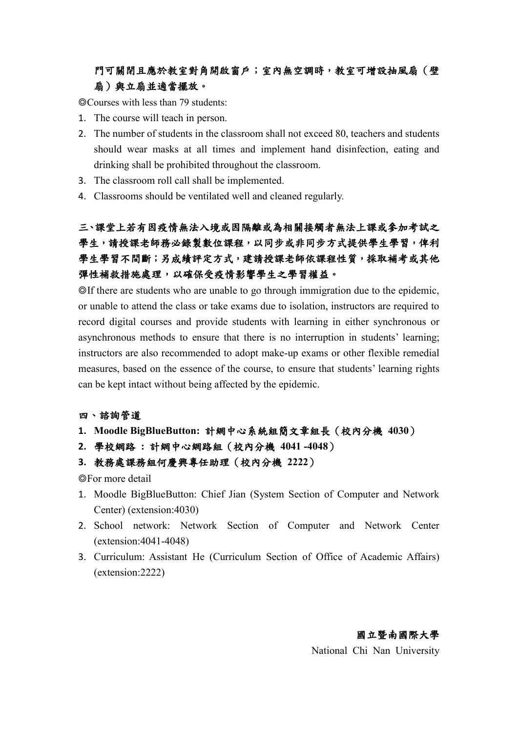**門可關閉且應於教室對角開啟窗戶；室內無空調時，教室可增設抽風扇（壁扇）與立扇並適當擺放。**

◎Courses with less than 79 students:

1. The course will teach in person.
2. The number of students in the classroom shall not exceed 80, teachers and students should wear masks at all times and implement hand disinfection, eating and drinking shall be prohibited throughout the classroom.
3. The classroom roll call shall be implemented.
4. Classrooms should be ventilated well and cleaned regularly.

**三、課堂上若有因疫情無法入境或因隔離或為相關接觸者無法上課或參加考試之學生，請授課老師務必錄製數位課程，以同步或非同步方式提供學生學習，俾利學生學習不間斷；另成績評定方式，建請授課老師依課程性質，採取補考或其他彈性補救措施處理，以確保受疫情影響學生之學習權益。**

◎If there are students who are unable to go through immigration due to the epidemic, or unable to attend the class or take exams due to isolation, instructors are required to record digital courses and provide students with learning in either synchronous or asynchronous methods to ensure that there is no interruption in students' learning; instructors are also recommended to adopt make-up exams or other flexible remedial measures, based on the essence of the course, to ensure that students' learning rights can be kept intact without being affected by the epidemic.

**四、諮詢管道**

1. **Moodle BigBlueButton: 計網中心系統組簡文章組長（校內分機 4030）**
2. **學校網路：計網中心網路組（校內分機 4041 -4048）**
3. **教務處課務組何慶興專任助理（校內分機 2222）**

◎For more detail

1. Moodle BigBlueButton: Chief Jian (System Section of Computer and Network Center) (extension:4030)
2. School network: Network Section of Computer and Network Center (extension:4041-4048)
3. Curriculum: Assistant He (Curriculum Section of Office of Academic Affairs) (extension:2222)

**國立暨南國際大學**

National Chi Nan University